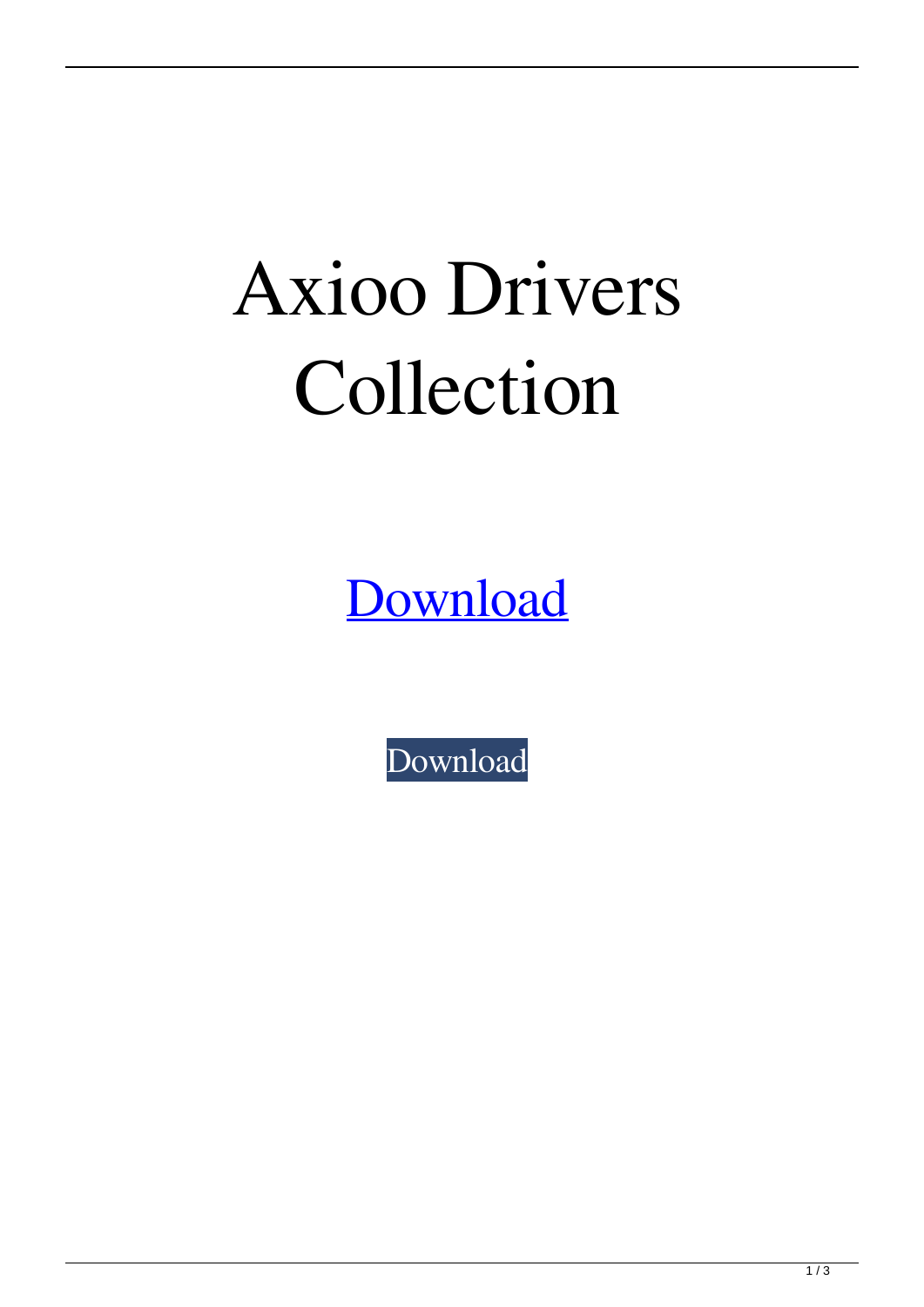# Axioo Drivers Collection

Download

Download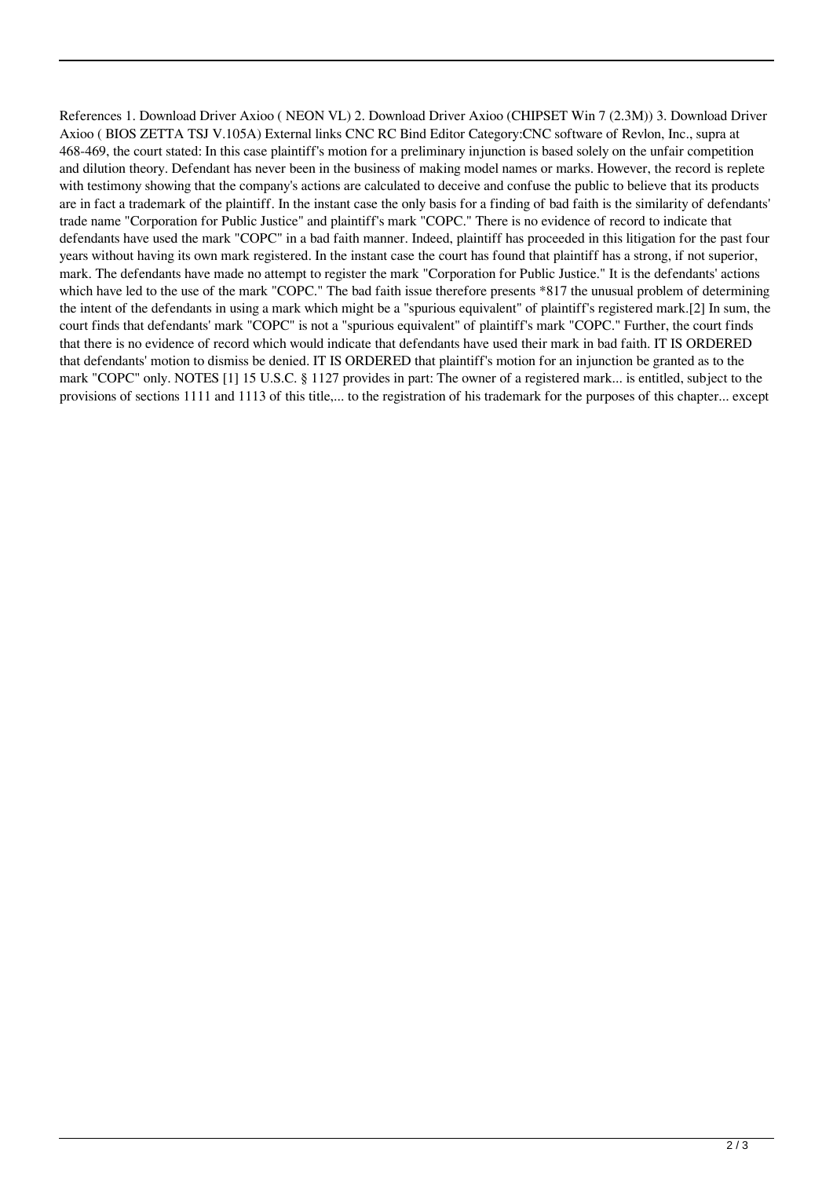References 1. Download Driver Axioo ( NEON VL) 2. Download Driver Axioo (CHIPSET Win 7 (2.3M)) 3. Download Driver Axioo ( BIOS ZETTA TSJ V.105A) External links CNC RC Bind Editor Category:CNC software of Revlon, Inc., supra at 468-469, the court stated: In this case plaintiff's motion for a preliminary injunction is based solely on the unfair competition and dilution theory. Defendant has never been in the business of making model names or marks. However, the record is replete with testimony showing that the company's actions are calculated to deceive and confuse the public to believe that its products are in fact a trademark of the plaintiff. In the instant case the only basis for a finding of bad faith is the similarity of defendants' trade name "Corporation for Public Justice" and plaintiff's mark "COPC." There is no evidence of record to indicate that defendants have used the mark "COPC" in a bad faith manner. Indeed, plaintiff has proceeded in this litigation for the past four years without having its own mark registered. In the instant case the court has found that plaintiff has a strong, if not superior, mark. The defendants have made no attempt to register the mark "Corporation for Public Justice." It is the defendants' actions which have led to the use of the mark "COPC." The bad faith issue therefore presents *817 the unusual problem of determining the intent of the defendants in using a mark which might be a "spurious equivalent" of plaintiff's registered mark.[2] In sum, the court finds that defendants' mark "COPC" is not a "spurious equivalent" of plaintiff's mark "COPC." Further, the court finds that there is no evidence of record which would indicate that defendants have used their mark in bad faith. IT IS ORDERED that defendants' motion to dismiss be denied. IT IS ORDERED that plaintiff's motion for an injunction be granted as to the mark "COPC" only. NOTES [1] 15 U.S.C. § 1127 provides in part: The owner of a registered mark... is entitled, subject to the provisions of sections 1111 and 1113 of this title,... to the registration of his trademark for the purposes of this chapter... except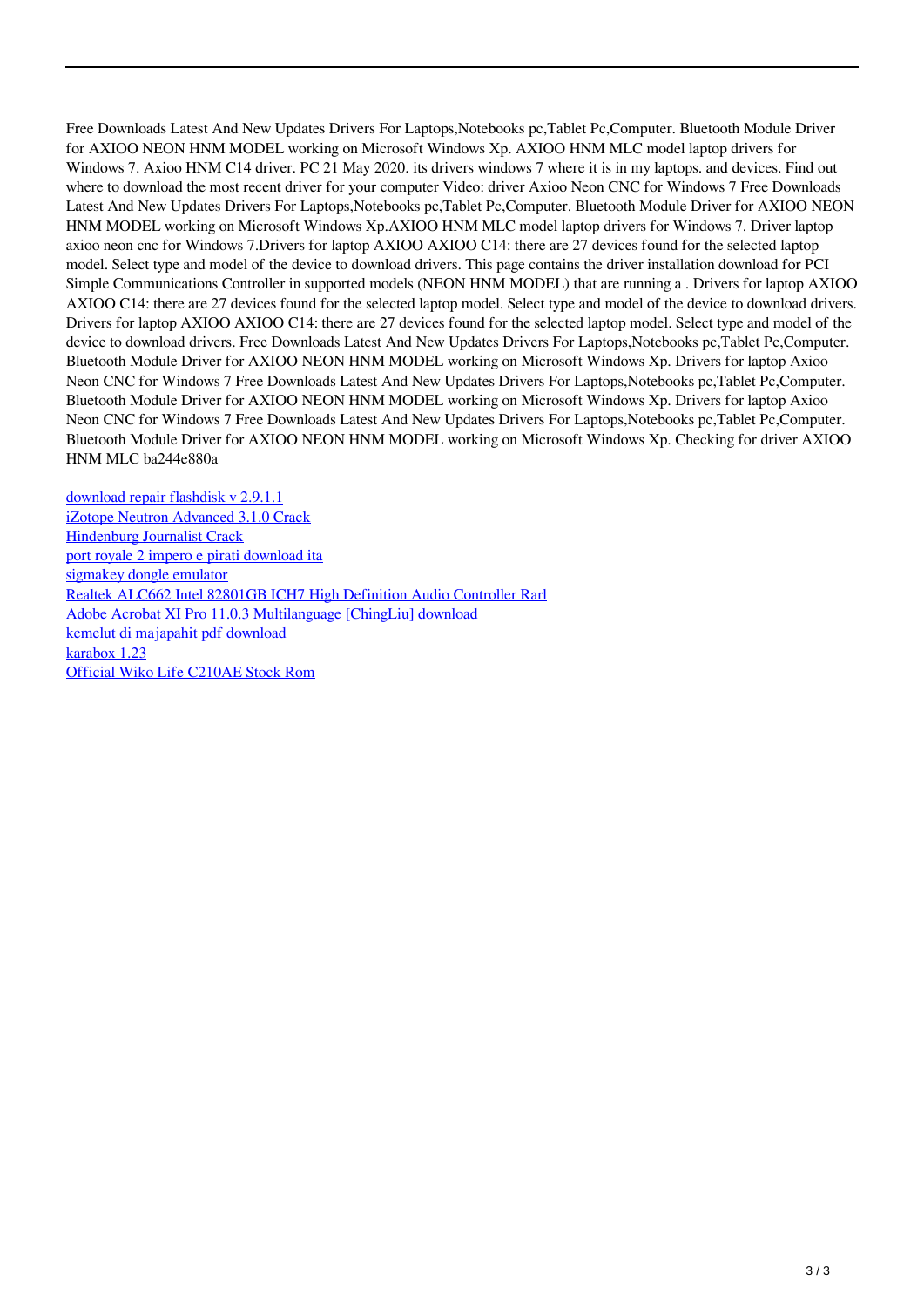Free Downloads Latest And New Updates Drivers For Laptops,Notebooks pc,Tablet Pc,Computer. Bluetooth Module Driver for AXIOO NEON HNM MODEL working on Microsoft Windows Xp. AXIOO HNM MLC model laptop drivers for Windows 7. Axioo HNM C14 driver. PC 21 May 2020. its drivers windows 7 where it is in my laptops. and devices. Find out where to download the most recent driver for your computer Video: driver Axioo Neon CNC for Windows 7 Free Downloads Latest And New Updates Drivers For Laptops,Notebooks pc,Tablet Pc,Computer. Bluetooth Module Driver for AXIOO NEON HNM MODEL working on Microsoft Windows Xp.AXIOO HNM MLC model laptop drivers for Windows 7. Driver laptop axioo neon cnc for Windows 7.Drivers for laptop AXIOO AXIOO C14: there are 27 devices found for the selected laptop model. Select type and model of the device to download drivers. This page contains the driver installation download for PCI Simple Communications Controller in supported models (NEON HNM MODEL) that are running a . Drivers for laptop AXIOO AXIOO C14: there are 27 devices found for the selected laptop model. Select type and model of the device to download drivers. Drivers for laptop AXIOO AXIOO C14: there are 27 devices found for the selected laptop model. Select type and model of the device to download drivers. Free Downloads Latest And New Updates Drivers For Laptops,Notebooks pc,Tablet Pc,Computer. Bluetooth Module Driver for AXIOO NEON HNM MODEL working on Microsoft Windows Xp. Drivers for laptop Axioo Neon CNC for Windows 7 Free Downloads Latest And New Updates Drivers For Laptops,Notebooks pc,Tablet Pc,Computer. Bluetooth Module Driver for AXIOO NEON HNM MODEL working on Microsoft Windows Xp. Drivers for laptop Axioo Neon CNC for Windows 7 Free Downloads Latest And New Updates Drivers For Laptops,Notebooks pc,Tablet Pc,Computer. Bluetooth Module Driver for AXIOO NEON HNM MODEL working on Microsoft Windows Xp. Checking for driver AXIOO HNM MLC ba244e880a

download repair flashdisk v 2.9.1.1
iZotope Neutron Advanced 3.1.0 Crack
Hindenburg Journalist Crack
port royale 2 impero e pirati download ita
sigmakey dongle emulator
Realtek ALC662 Intel 82801GB ICH7 High Definition Audio Controller Rarl
Adobe Acrobat XI Pro 11.0.3 Multilanguage [ChingLiu] download
kemelut di majapahit pdf download
karabox 1.23
Official Wiko Life C210AE Stock Rom